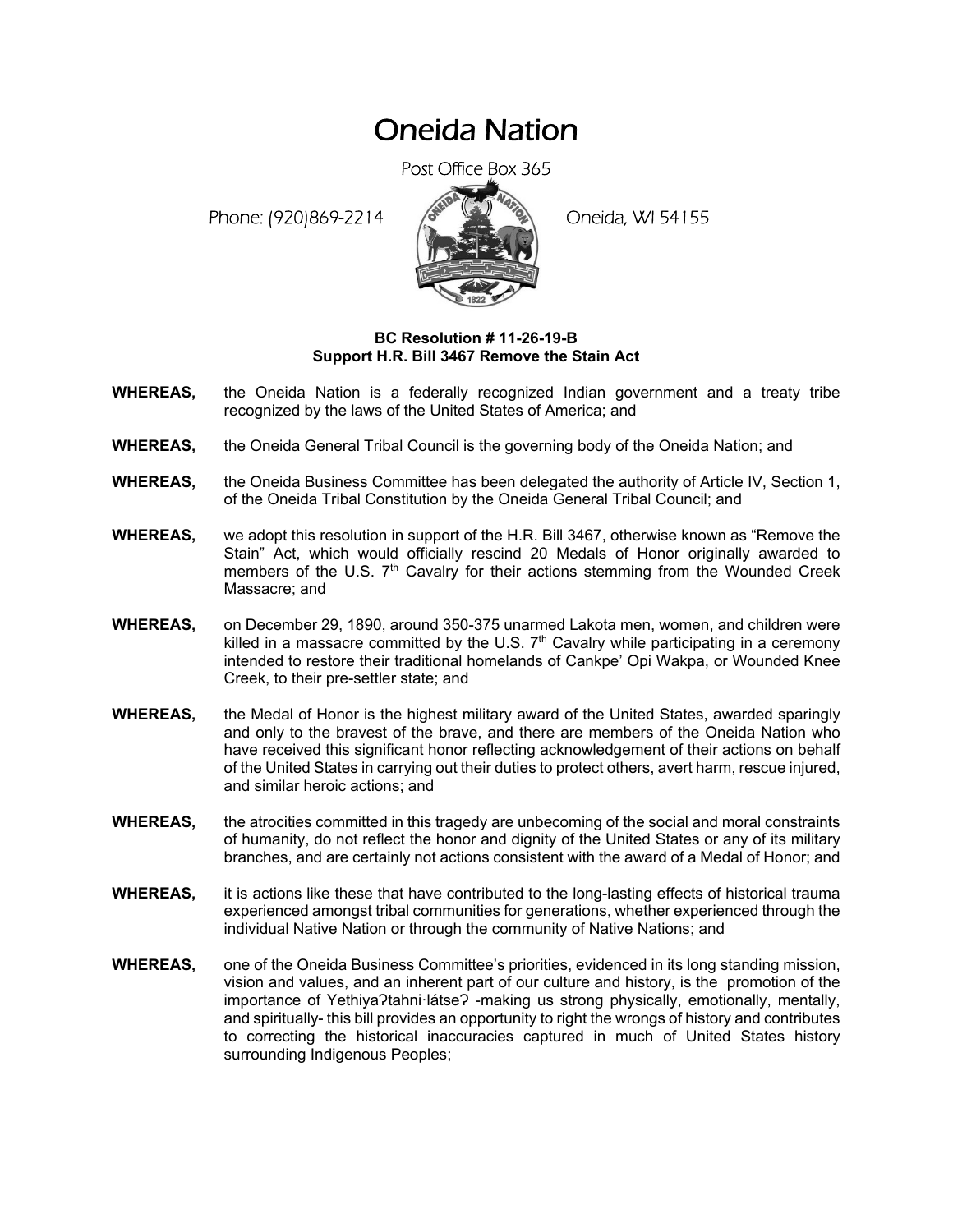# Oneida Nation

Post Office Box 365

Phone: (920)869-2214 Oneida, WI 54155

**BC Resolution # 11-26-19-B**
**Support H.R. Bill 3467 Remove the Stain Act**

**WHEREAS,** the Oneida Nation is a federally recognized Indian government and a treaty tribe recognized by the laws of the United States of America; and

**WHEREAS,** the Oneida General Tribal Council is the governing body of the Oneida Nation; and

**WHEREAS,** the Oneida Business Committee has been delegated the authority of Article IV, Section 1, of the Oneida Tribal Constitution by the Oneida General Tribal Council; and

**WHEREAS,** we adopt this resolution in support of the H.R. Bill 3467, otherwise known as "Remove the Stain" Act, which would officially rescind 20 Medals of Honor originally awarded to members of the U.S. 7th Cavalry for their actions stemming from the Wounded Creek Massacre; and

**WHEREAS,** on December 29, 1890, around 350-375 unarmed Lakota men, women, and children were killed in a massacre committed by the U.S. 7th Cavalry while participating in a ceremony intended to restore their traditional homelands of Cankpe' Opi Wakpa, or Wounded Knee Creek, to their pre-settler state; and

**WHEREAS,** the Medal of Honor is the highest military award of the United States, awarded sparingly and only to the bravest of the brave, and there are members of the Oneida Nation who have received this significant honor reflecting acknowledgement of their actions on behalf of the United States in carrying out their duties to protect others, avert harm, rescue injured, and similar heroic actions; and

**WHEREAS,** the atrocities committed in this tragedy are unbecoming of the social and moral constraints of humanity, do not reflect the honor and dignity of the United States or any of its military branches, and are certainly not actions consistent with the award of a Medal of Honor; and

**WHEREAS,** it is actions like these that have contributed to the long-lasting effects of historical trauma experienced amongst tribal communities for generations, whether experienced through the individual Native Nation or through the community of Native Nations; and

**WHEREAS,** one of the Oneida Business Committee's priorities, evidenced in its long standing mission, vision and values, and an inherent part of our culture and history, is the promotion of the importance of Yethiyaʔtahni·látseʔ -making us strong physically, emotionally, mentally, and spiritually- this bill provides an opportunity to right the wrongs of history and contributes to correcting the historical inaccuracies captured in much of United States history surrounding Indigenous Peoples;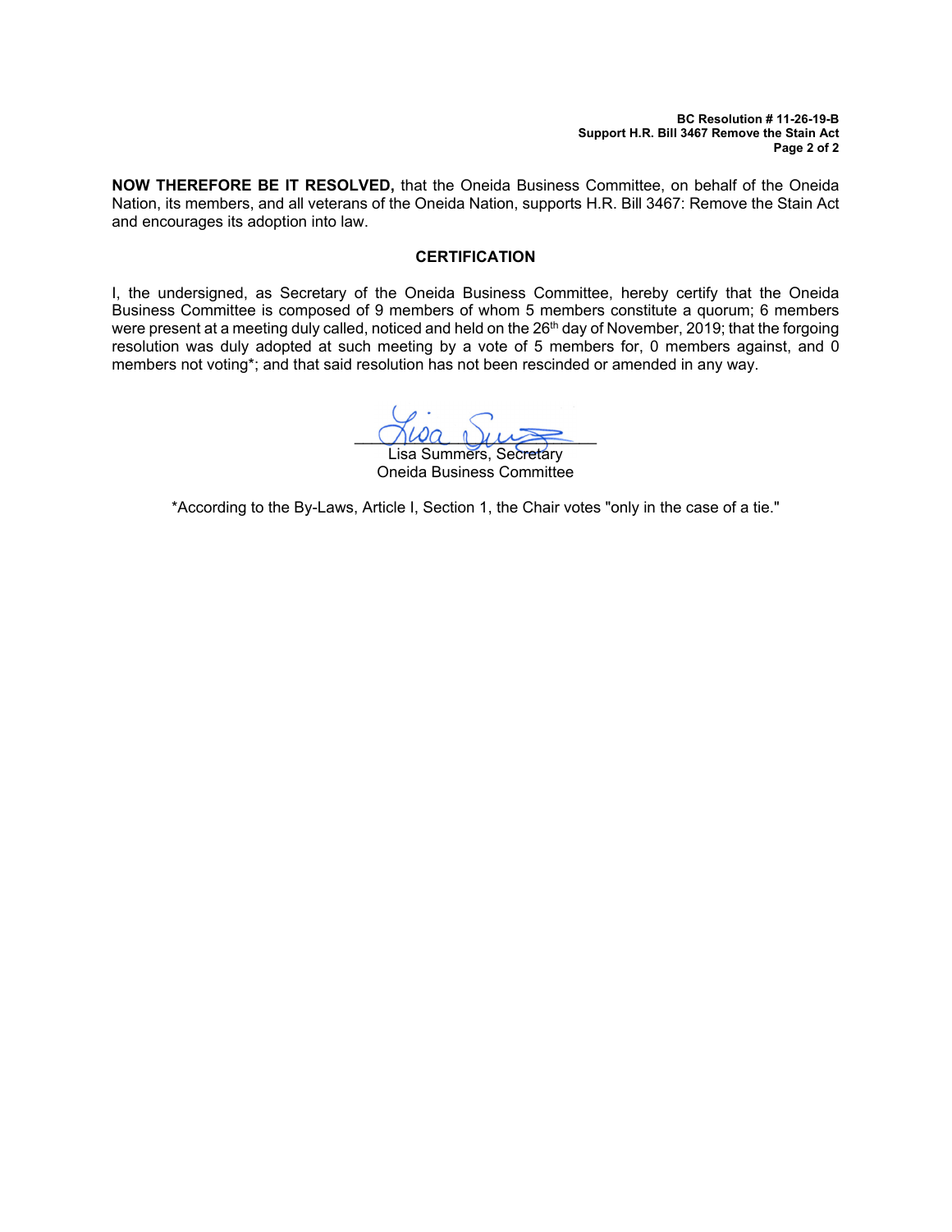**NOW THEREFORE BE IT RESOLVED,** that the Oneida Business Committee, on behalf of the Oneida Nation, its members, and all veterans of the Oneida Nation, supports H.R. Bill 3467: Remove the Stain Act and encourages its adoption into law.

## CERTIFICATION

I, the undersigned, as Secretary of the Oneida Business Committee, hereby certify that the Oneida Business Committee is composed of 9 members of whom 5 members constitute a quorum; 6 members were present at a meeting duly called, noticed and held on the 26th day of November, 2019; that the forgoing resolution was duly adopted at such meeting by a vote of 5 members for, 0 members against, and 0 members not voting*; and that said resolution has not been rescinded or amended in any way.

Lisa Summers, Secretary
Oneida Business Committee

*According to the By-Laws, Article I, Section 1, the Chair votes "only in the case of a tie."